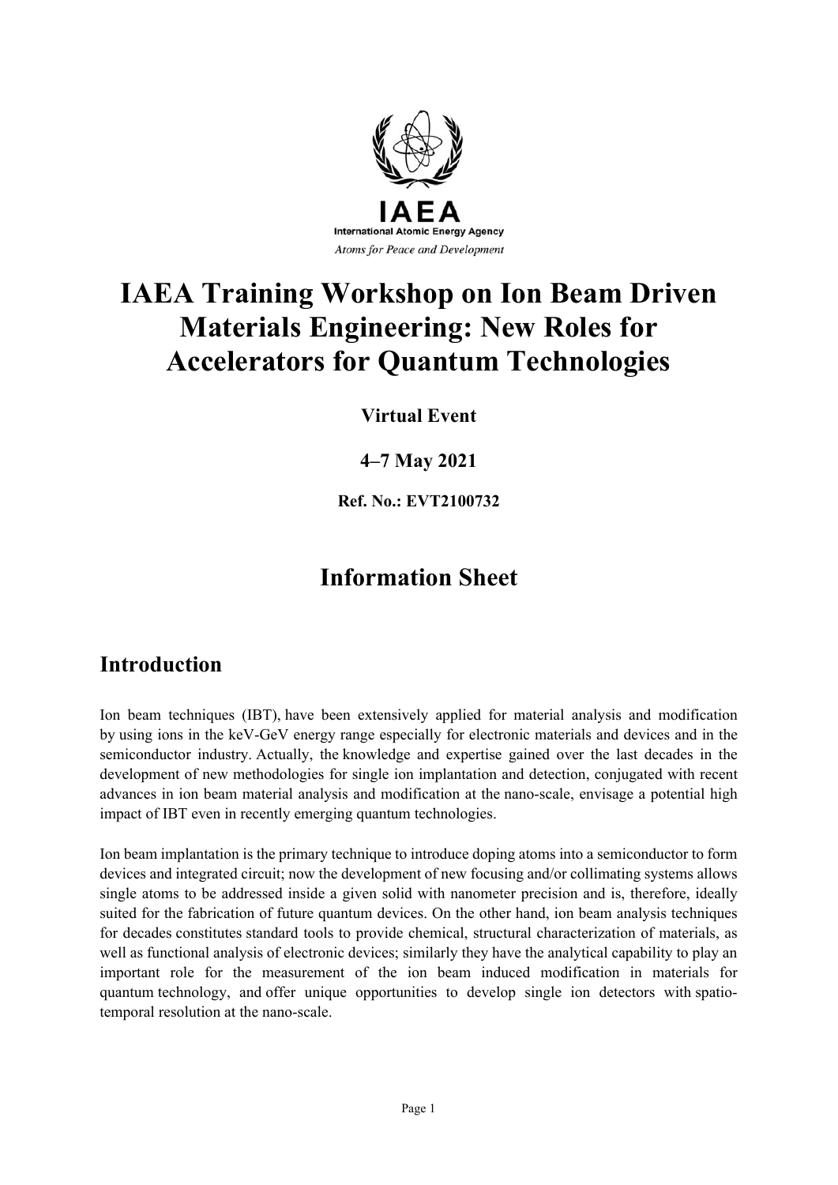IAEA

International Atomic Energy Agency

*Atoms for Peace and Development*

# IAEA Training Workshop on Ion Beam Driven Materials Engineering: New Roles for Accelerators for Quantum Technologies

**Virtual Event**

**4–7 May 2021**

**Ref. No.: EVT2100732**

## Information Sheet

## Introduction

Ion beam techniques (IBT), have been extensively applied for material analysis and modification by using ions in the keV-GeV energy range especially for electronic materials and devices and in the semiconductor industry. Actually, the knowledge and expertise gained over the last decades in the development of new methodologies for single ion implantation and detection, conjugated with recent advances in ion beam material analysis and modification at the nano-scale, envisage a potential high impact of IBT even in recently emerging quantum technologies.

Ion beam implantation is the primary technique to introduce doping atoms into a semiconductor to form devices and integrated circuit; now the development of new focusing and/or collimating systems allows single atoms to be addressed inside a given solid with nanometer precision and is, therefore, ideally suited for the fabrication of future quantum devices. On the other hand, ion beam analysis techniques for decades constitutes standard tools to provide chemical, structural characterization of materials, as well as functional analysis of electronic devices; similarly they have the analytical capability to play an important role for the measurement of the ion beam induced modification in materials for quantum technology, and offer unique opportunities to develop single ion detectors with spatio-temporal resolution at the nano-scale.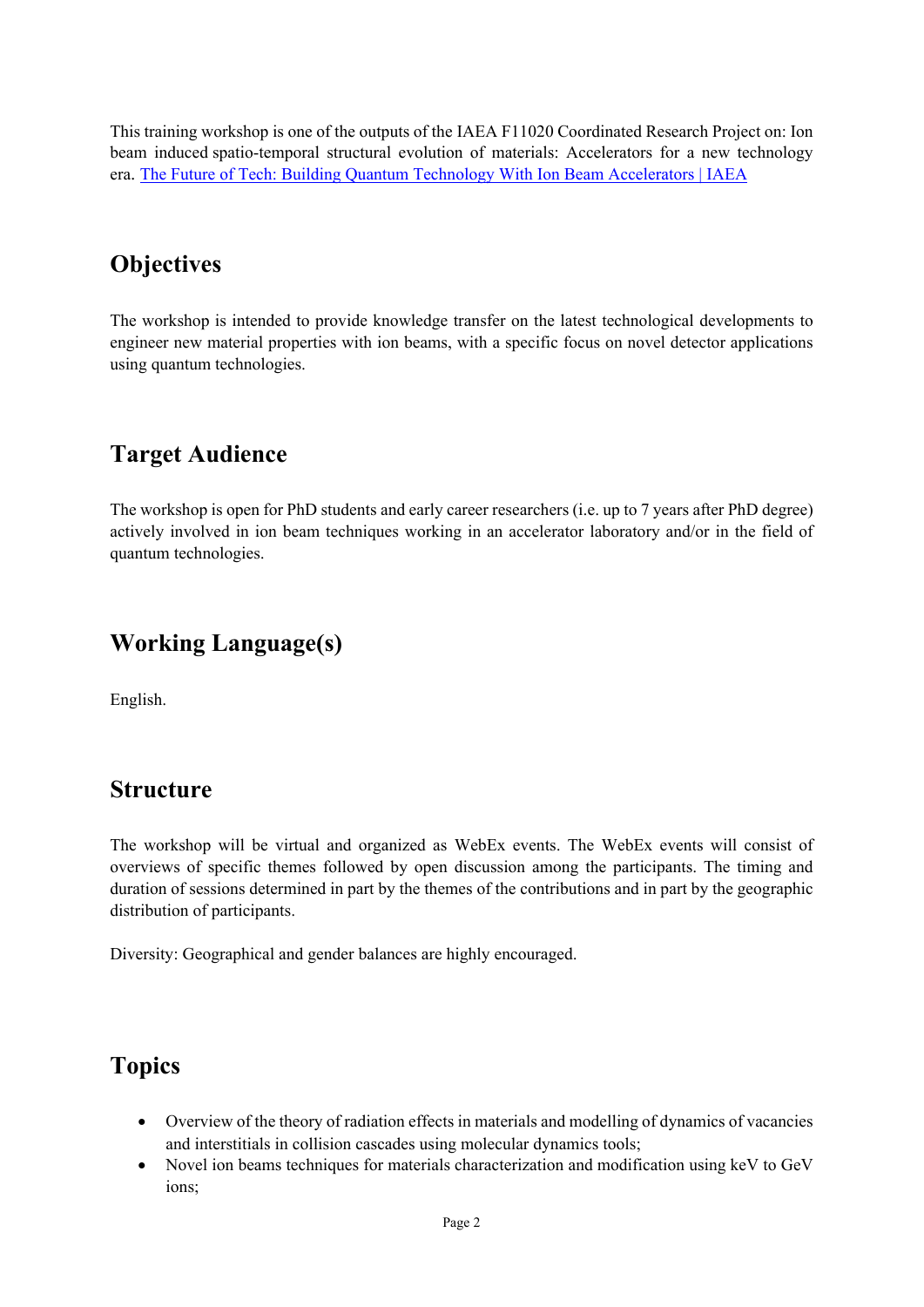This training workshop is one of the outputs of the IAEA F11020 Coordinated Research Project on: Ion beam induced spatio-temporal structural evolution of materials: Accelerators for a new technology era. [The Future of Tech: Building Quantum Technology With Ion Beam Accelerators | IAEA]

## Objectives

The workshop is intended to provide knowledge transfer on the latest technological developments to engineer new material properties with ion beams, with a specific focus on novel detector applications using quantum technologies.

## Target Audience

The workshop is open for PhD students and early career researchers (i.e. up to 7 years after PhD degree) actively involved in ion beam techniques working in an accelerator laboratory and/or in the field of quantum technologies.

## Working Language(s)

English.

## Structure

The workshop will be virtual and organized as WebEx events. The WebEx events will consist of overviews of specific themes followed by open discussion among the participants. The timing and duration of sessions determined in part by the themes of the contributions and in part by the geographic distribution of participants.

Diversity: Geographical and gender balances are highly encouraged.

## Topics

- Overview of the theory of radiation effects in materials and modelling of dynamics of vacancies and interstitials in collision cascades using molecular dynamics tools;
- Novel ion beams techniques for materials characterization and modification using keV to GeV ions;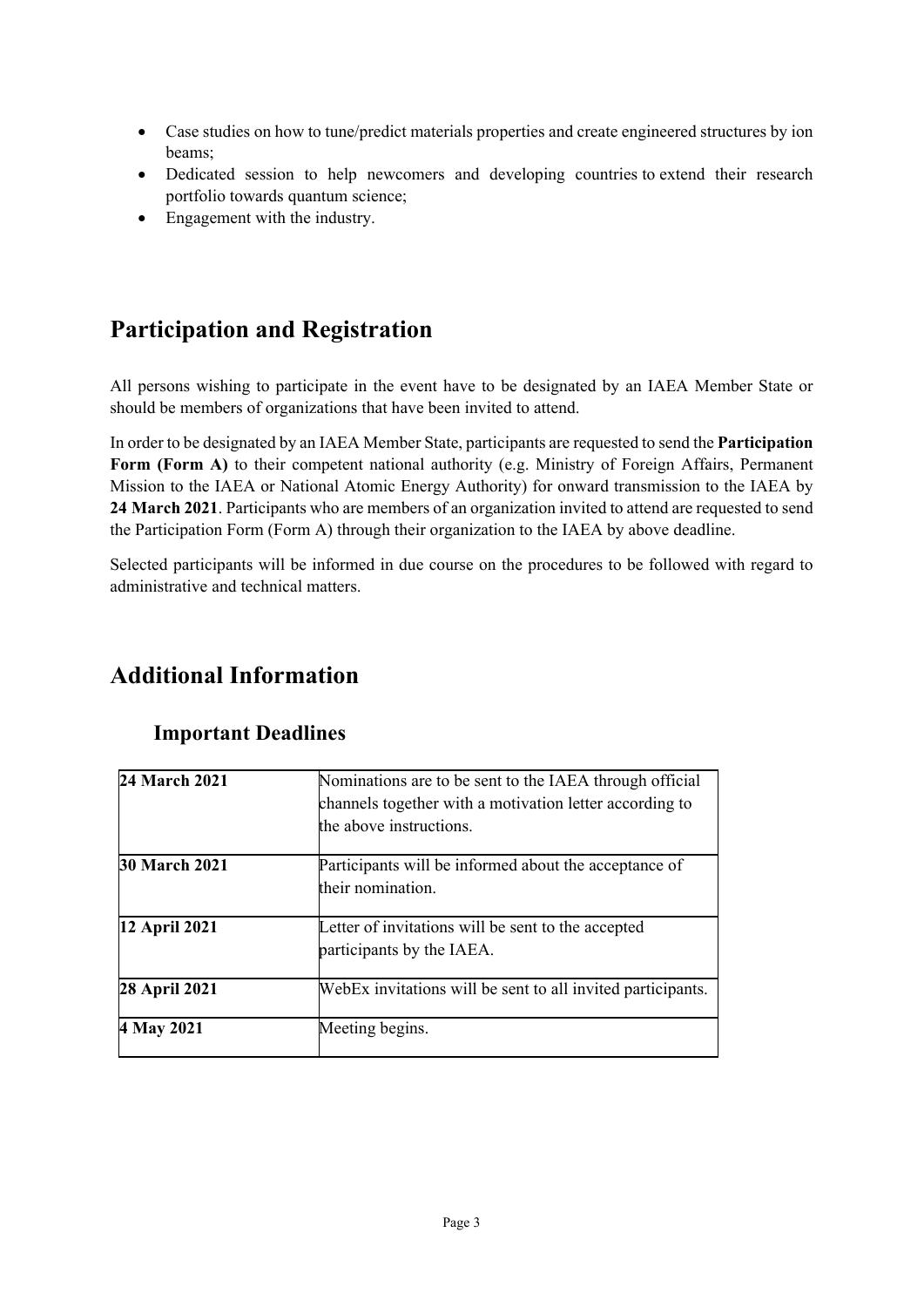- Case studies on how to tune/predict materials properties and create engineered structures by ion beams;
- Dedicated session to help newcomers and developing countries to extend their research portfolio towards quantum science;
- Engagement with the industry.

## Participation and Registration

All persons wishing to participate in the event have to be designated by an IAEA Member State or should be members of organizations that have been invited to attend.

In order to be designated by an IAEA Member State, participants are requested to send the **Participation Form (Form A)** to their competent national authority (e.g. Ministry of Foreign Affairs, Permanent Mission to the IAEA or National Atomic Energy Authority) for onward transmission to the IAEA by **24 March 2021**. Participants who are members of an organization invited to attend are requested to send the Participation Form (Form A) through their organization to the IAEA by above deadline.

Selected participants will be informed in due course on the procedures to be followed with regard to administrative and technical matters.

## Additional Information

### Important Deadlines

| | |
|---|---|
| **24 March 2021** | Nominations are to be sent to the IAEA through official channels together with a motivation letter according to the above instructions. |
| **30 March 2021** | Participants will be informed about the acceptance of their nomination. |
| **12 April 2021** | Letter of invitations will be sent to the accepted participants by the IAEA. |
| **28 April 2021** | WebEx invitations will be sent to all invited participants. |
| **4 May 2021** | Meeting begins. |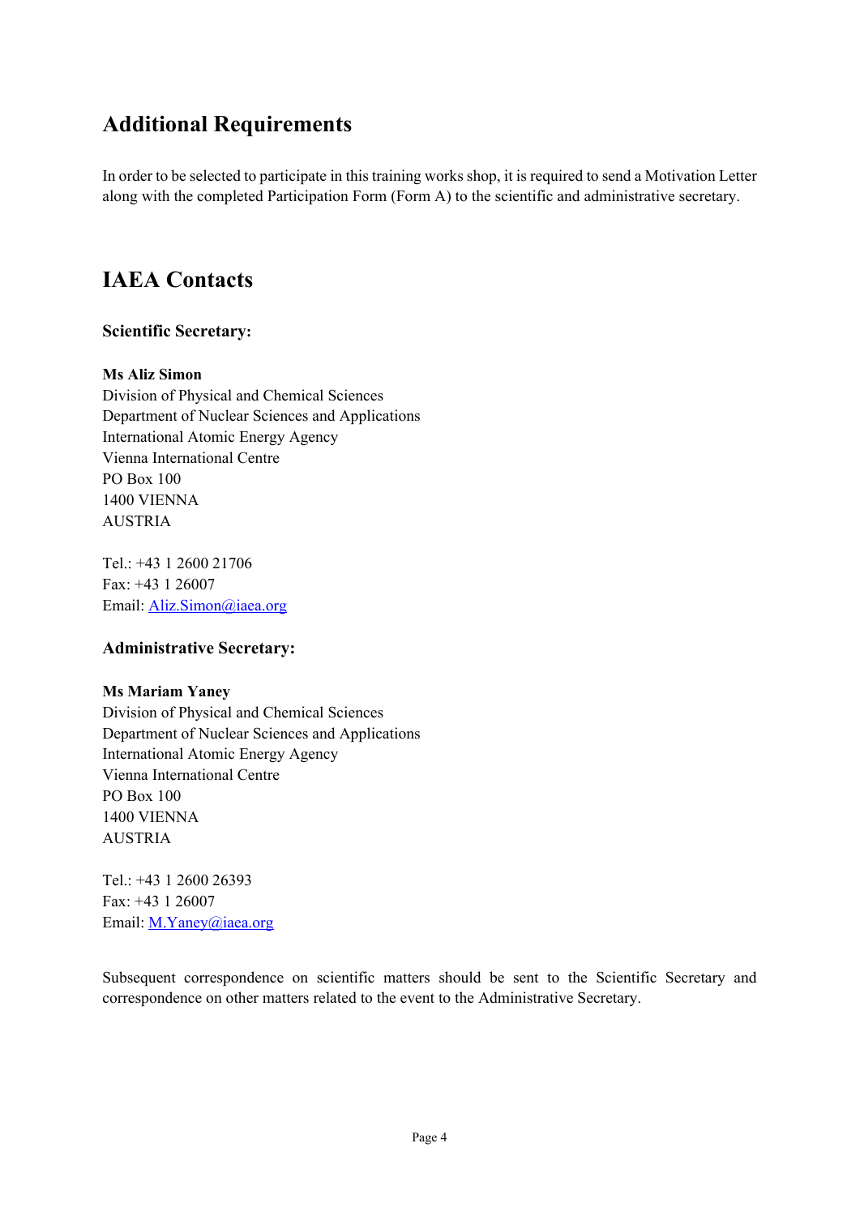## Additional Requirements

In order to be selected to participate in this training works shop, it is required to send a Motivation Letter along with the completed Participation Form (Form A) to the scientific and administrative secretary.

## IAEA Contacts

### Scientific Secretary:

**Ms Aliz Simon**
Division of Physical and Chemical Sciences
Department of Nuclear Sciences and Applications
International Atomic Energy Agency
Vienna International Centre
PO Box 100
1400 VIENNA
AUSTRIA

Tel.: +43 1 2600 21706
Fax: +43 1 26007
Email: Aliz.Simon@iaea.org

### Administrative Secretary:

**Ms Mariam Yaney**
Division of Physical and Chemical Sciences
Department of Nuclear Sciences and Applications
International Atomic Energy Agency
Vienna International Centre
PO Box 100
1400 VIENNA
AUSTRIA

Tel.: +43 1 2600 26393
Fax: +43 1 26007
Email: M.Yaney@iaea.org

Subsequent correspondence on scientific matters should be sent to the Scientific Secretary and correspondence on other matters related to the event to the Administrative Secretary.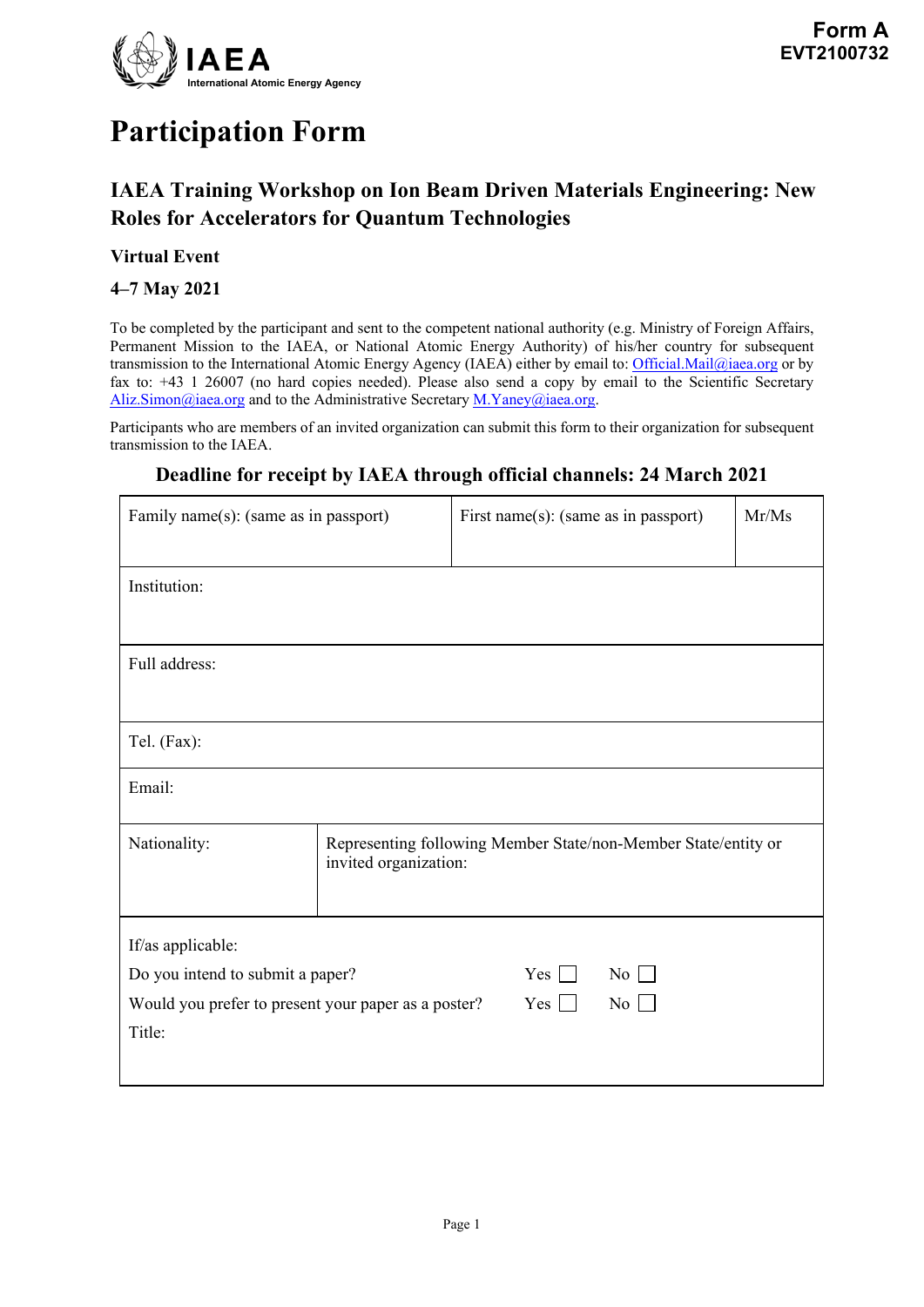**Form A**
**EVT2100732**

IAEA
International Atomic Energy Agency

# Participation Form

## IAEA Training Workshop on Ion Beam Driven Materials Engineering: New Roles for Accelerators for Quantum Technologies

### Virtual Event

### 4–7 May 2021

To be completed by the participant and sent to the competent national authority (e.g. Ministry of Foreign Affairs, Permanent Mission to the IAEA, or National Atomic Energy Authority) of his/her country for subsequent transmission to the International Atomic Energy Agency (IAEA) either by email to: Official.Mail@iaea.org or by fax to: +43 1 26007 (no hard copies needed). Please also send a copy by email to the Scientific Secretary Aliz.Simon@iaea.org and to the Administrative Secretary M.Yaney@iaea.org.

Participants who are members of an invited organization can submit this form to their organization for subsequent transmission to the IAEA.

**Deadline for receipt by IAEA through official channels: 24 March 2021**

| | | |
|---|---|---|
| Family name(s): (same as in passport) | First name(s): (same as in passport) | Mr/Ms |
| Institution: | | |
| Full address: | | |
| Tel. (Fax): | | |
| Email: | | |
| Nationality: | Representing following Member State/non-Member State/entity or invited organization: | |

If/as applicable:

Do you intend to submit a paper? Yes ☐ No ☐

Would you prefer to present your paper as a poster? Yes ☐ No ☐

Title: